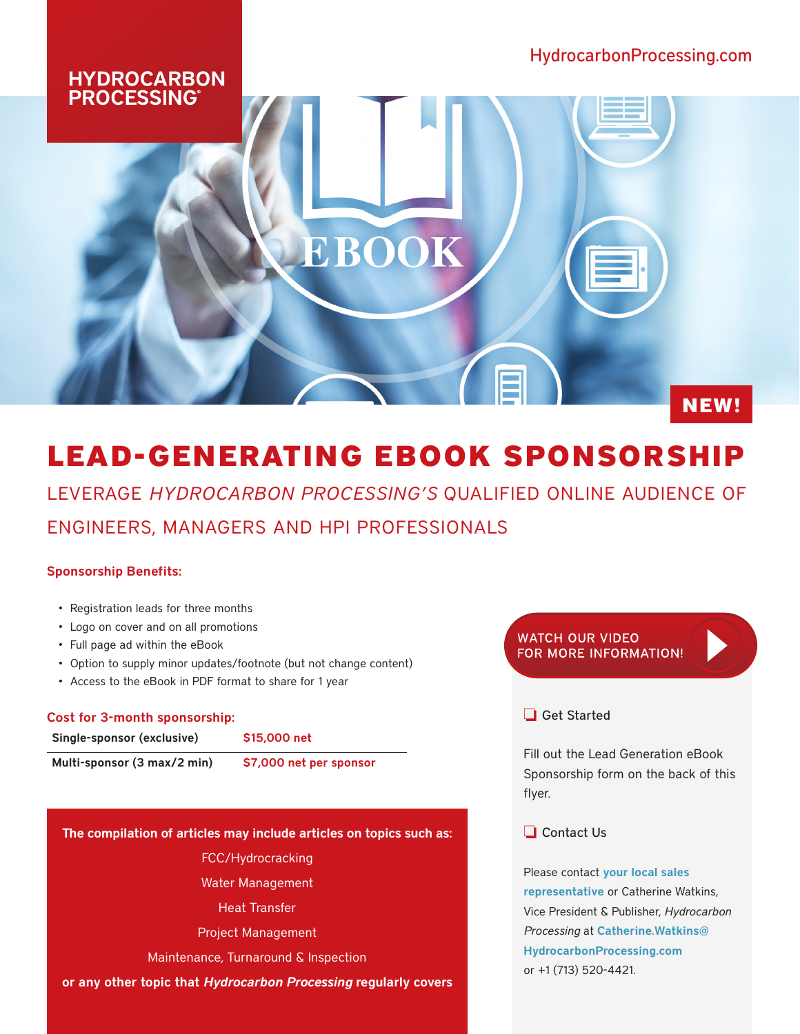HYDROCARBON PROCESSING®

HydrocarbonProcessing.com

EBOOK

NEW!

# LEAD-GENERATING EBOOK SPONSORSHIP

## LEVERAGE *HYDROCARBON PROCESSING'S* QUALIFIED ONLINE AUDIENCE OF ENGINEERS, MANAGERS AND HPI PROFESSIONALS

**Sponsorship Benefits:**

- Registration leads for three months
- Logo on cover and on all promotions
- Full page ad within the eBook
- Option to supply minor updates/footnote (but not change content)
- Access to the eBook in PDF format to share for 1 year

**Cost for 3-month sponsorship:**

| | |
|---|---|
| **Single-sponsor (exclusive)** | **$15,000 net** |
| **Multi-sponsor (3 max/2 min)** | **$7,000 net per sponsor** |

**The compilation of articles may include articles on topics such as:**

FCC/Hydrocracking

Water Management

Heat Transfer

Project Management

Maintenance, Turnaround & Inspection

**or any other topic that *Hydrocarbon Processing* regularly covers**

WATCH OUR VIDEO FOR MORE INFORMATION!

❑ Get Started

Fill out the Lead Generation eBook Sponsorship form on the back of this flyer.

❑ Contact Us

Please contact **your local sales representative** or Catherine Watkins, Vice President & Publisher, *Hydrocarbon Processing* at **Catherine.Watkins@HydrocarbonProcessing.com** or +1 (713) 520-4421.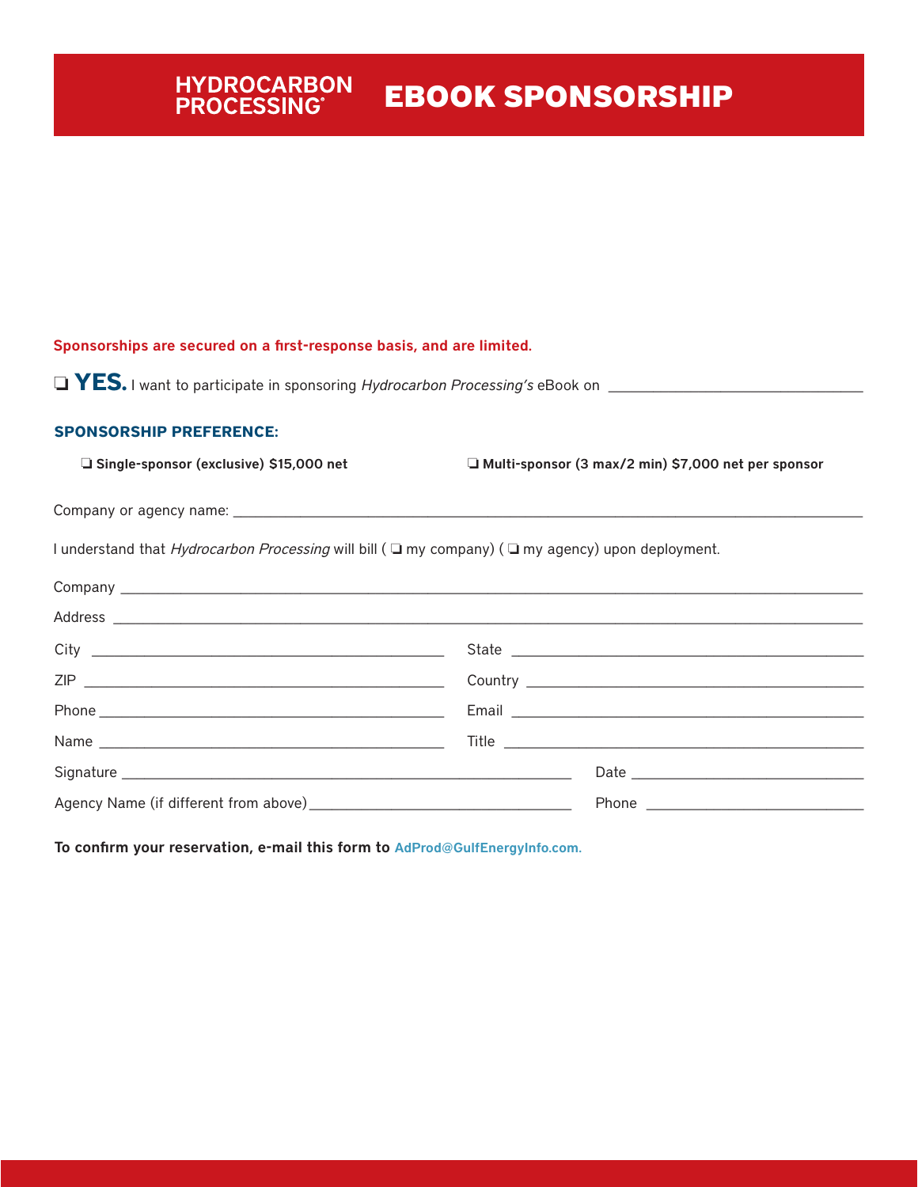# HYDROCARBON PROCESSING® EBOOK SPONSORSHIP

**Sponsorships are secured on a first-response basis, and are limited.**

❑ **YES.** I want to participate in sponsoring *Hydrocarbon Processing's* eBook on ________________________________

**SPONSORSHIP PREFERENCE:**

❑ **Single-sponsor (exclusive) $15,000 net**

❑ **Multi-sponsor (3 max/2 min) $7,000 net per sponsor**

Company or agency name: ______________________________________________

I understand that *Hydrocarbon Processing* will bill ( ❑ my company) ( ❑ my agency) upon deployment.

Company ______________________________________________

Address ______________________________________________

City ______________________ State ______________________

ZIP ______________________ Country ______________________

Phone ______________________ Email ______________________

Name ______________________ Title ______________________

Signature ______________________ Date ______________________

Agency Name (if different from above) ______________________ Phone ______________________

**To confirm your reservation, e-mail this form to AdProd@GulfEnergyInfo.com.**